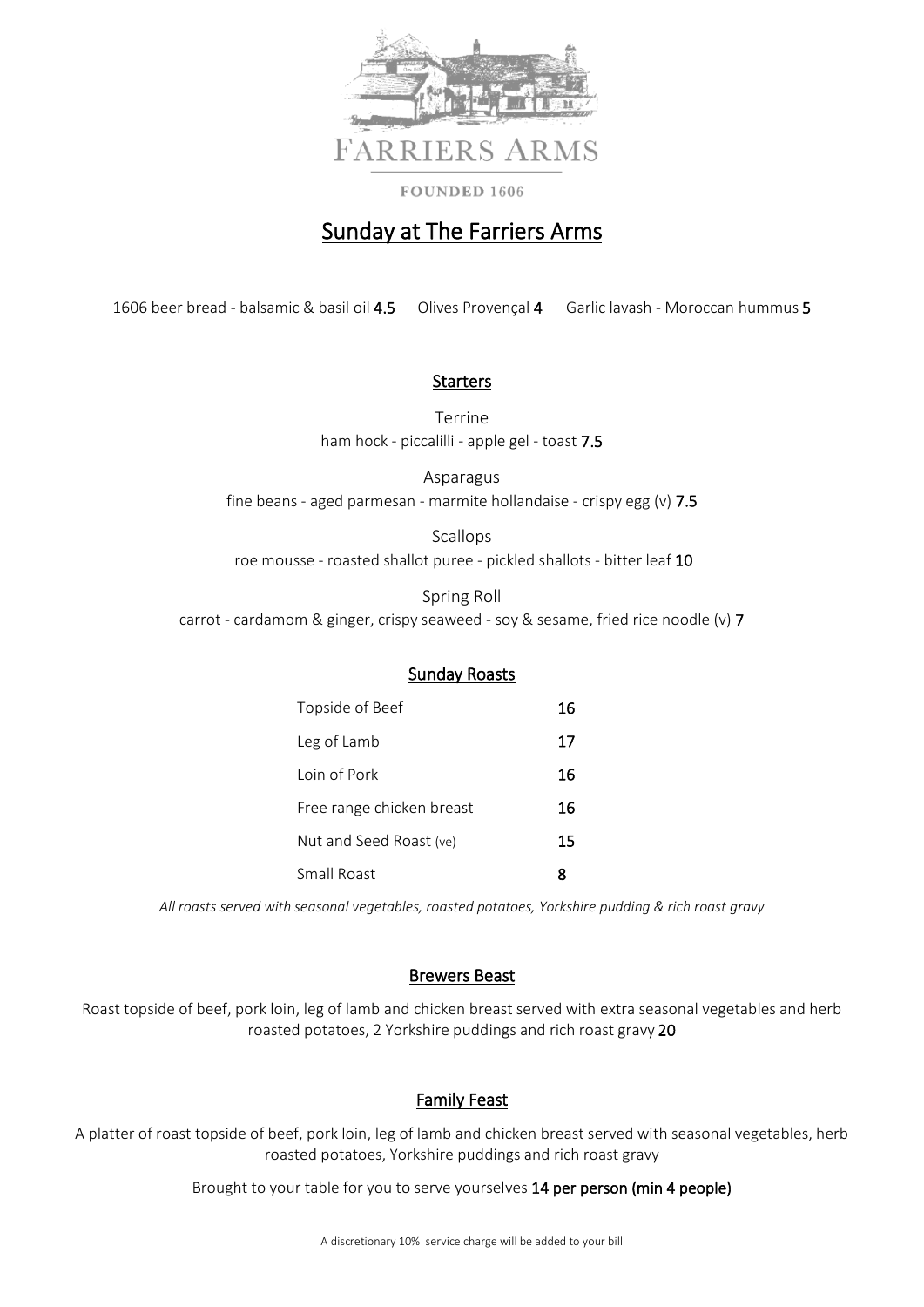FARRIERS ARMS

FOUNDED 1606

# Sunday at The Farriers Arms

1606 beer bread - balsamic & basil oil **4.5** Olives Provençal **4** Garlic lavash - Moroccan hummus **5**

## Starters

Terrine
ham hock - piccalilli - apple gel - toast **7.5**

Asparagus
fine beans - aged parmesan - marmite hollandaise - crispy egg (v) **7.5**

Scallops
roe mousse - roasted shallot puree - pickled shallots - bitter leaf **10**

Spring Roll
carrot - cardamom & ginger, crispy seaweed - soy & sesame, fried rice noodle (v) **7**

## Sunday Roasts

| | |
|---|---|
| Topside of Beef | **16** |
| Leg of Lamb | **17** |
| Loin of Pork | **16** |
| Free range chicken breast | **16** |
| Nut and Seed Roast (ve) | **15** |
| Small Roast | **8** |

*All roasts served with seasonal vegetables, roasted potatoes, Yorkshire pudding & rich roast gravy*

## Brewers Beast

Roast topside of beef, pork loin, leg of lamb and chicken breast served with extra seasonal vegetables and herb roasted potatoes, 2 Yorkshire puddings and rich roast gravy **20**

## Family Feast

A platter of roast topside of beef, pork loin, leg of lamb and chicken breast served with seasonal vegetables, herb roasted potatoes, Yorkshire puddings and rich roast gravy

Brought to your table for you to serve yourselves **14 per person (min 4 people)**

A discretionary 10% service charge will be added to your bill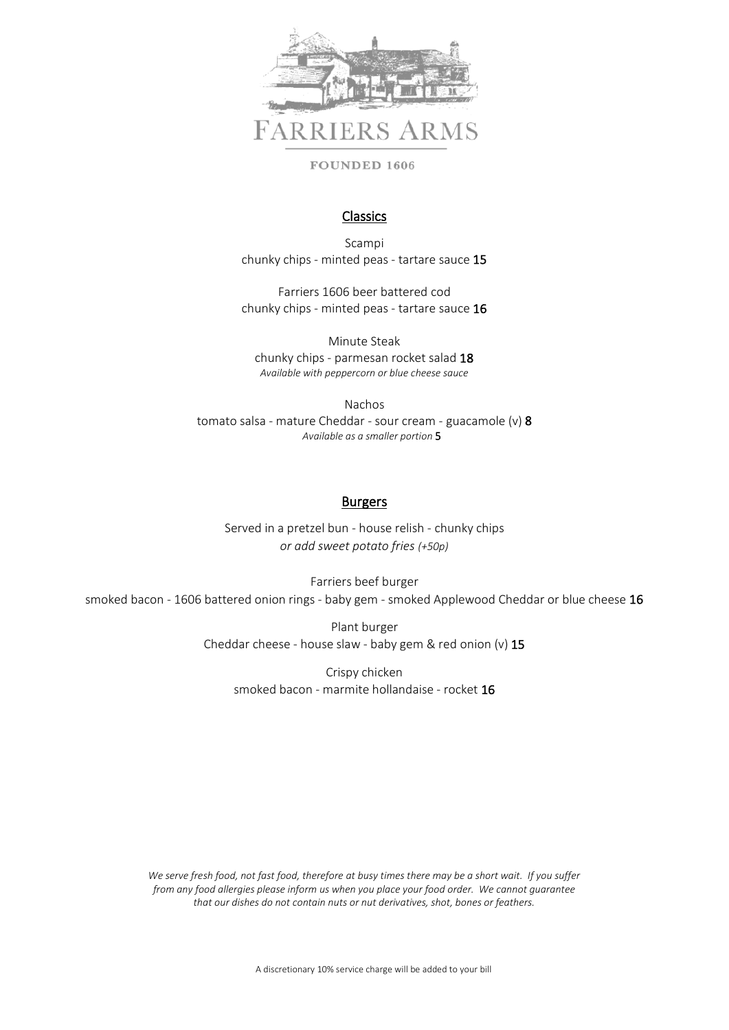# FARRIERS ARMS

FOUNDED 1606

## Classics

Scampi
chunky chips - minted peas - tartare sauce **15**

Farriers 1606 beer battered cod
chunky chips - minted peas - tartare sauce **16**

Minute Steak
chunky chips - parmesan rocket salad **18**
*Available with peppercorn or blue cheese sauce*

Nachos
tomato salsa - mature Cheddar - sour cream - guacamole (v) **8**
*Available as a smaller portion* **5**

## Burgers

Served in a pretzel bun - house relish - chunky chips
*or add sweet potato fries (+50p)*

Farriers beef burger
smoked bacon - 1606 battered onion rings - baby gem - smoked Applewood Cheddar or blue cheese **16**

Plant burger
Cheddar cheese - house slaw - baby gem & red onion (v) **15**

Crispy chicken
smoked bacon - marmite hollandaise - rocket **16**

*We serve fresh food, not fast food, therefore at busy times there may be a short wait. If you suffer from any food allergies please inform us when you place your food order. We cannot guarantee that our dishes do not contain nuts or nut derivatives, shot, bones or feathers.*

A discretionary 10% service charge will be added to your bill